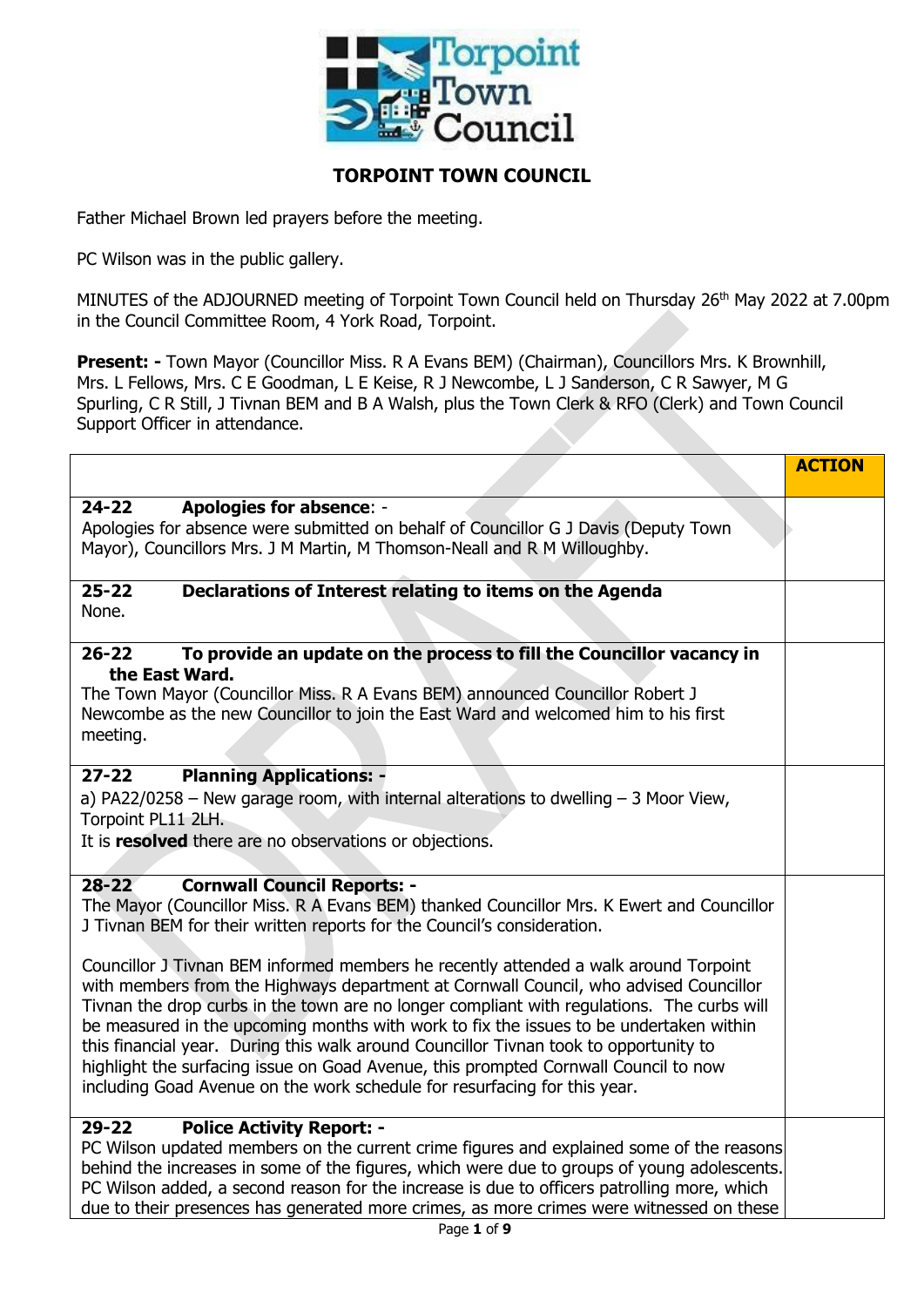# TORPOINT TOWN COUNCIL

Father Michael Brown led prayers before the meeting.

PC Wilson was in the public gallery.

MINUTES of the ADJOURNED meeting of Torpoint Town Council held on Thursday 26th May 2022 at 7.00pm in the Council Committee Room, 4 York Road, Torpoint.

**Present: -** Town Mayor (Councillor Miss. R A Evans BEM) (Chairman), Councillors Mrs. K Brownhill, Mrs. L Fellows, Mrs. C E Goodman, L E Keise, R J Newcombe, L J Sanderson, C R Sawyer, M G Spurling, C R Still, J Tivnan BEM and B A Walsh, plus the Town Clerk & RFO (Clerk) and Town Council Support Officer in attendance.

| | ACTION |
|---|---|
| **24-22 Apologies for absence**: -<br>Apologies for absence were submitted on behalf of Councillor G J Davis (Deputy Town Mayor), Councillors Mrs. J M Martin, M Thomson-Neall and R M Willoughby. | |
| **25-22 Declarations of Interest relating to items on the Agenda**<br>None. | |
| **26-22 To provide an update on the process to fill the Councillor vacancy in the East Ward.**<br>The Town Mayor (Councillor Miss. R A Evans BEM) announced Councillor Robert J Newcombe as the new Councillor to join the East Ward and welcomed him to his first meeting. | |
| **27-22 Planning Applications: -**<br>a) PA22/0258 – New garage room, with internal alterations to dwelling – 3 Moor View, Torpoint PL11 2LH.<br>It is **resolved** there are no observations or objections. | |
| **28-22 Cornwall Council Reports: -**<br>The Mayor (Councillor Miss. R A Evans BEM) thanked Councillor Mrs. K Ewert and Councillor J Tivnan BEM for their written reports for the Council's consideration.<br><br>Councillor J Tivnan BEM informed members he recently attended a walk around Torpoint with members from the Highways department at Cornwall Council, who advised Councillor Tivnan the drop curbs in the town are no longer compliant with regulations. The curbs will be measured in the upcoming months with work to fix the issues to be undertaken within this financial year. During this walk around Councillor Tivnan took to opportunity to highlight the surfacing issue on Goad Avenue, this prompted Cornwall Council to now including Goad Avenue on the work schedule for resurfacing for this year. | |
| **29-22 Police Activity Report: -**<br>PC Wilson updated members on the current crime figures and explained some of the reasons behind the increases in some of the figures, which were due to groups of young adolescents. PC Wilson added, a second reason for the increase is due to officers patrolling more, which due to their presences has generated more crimes, as more crimes were witnessed on these | |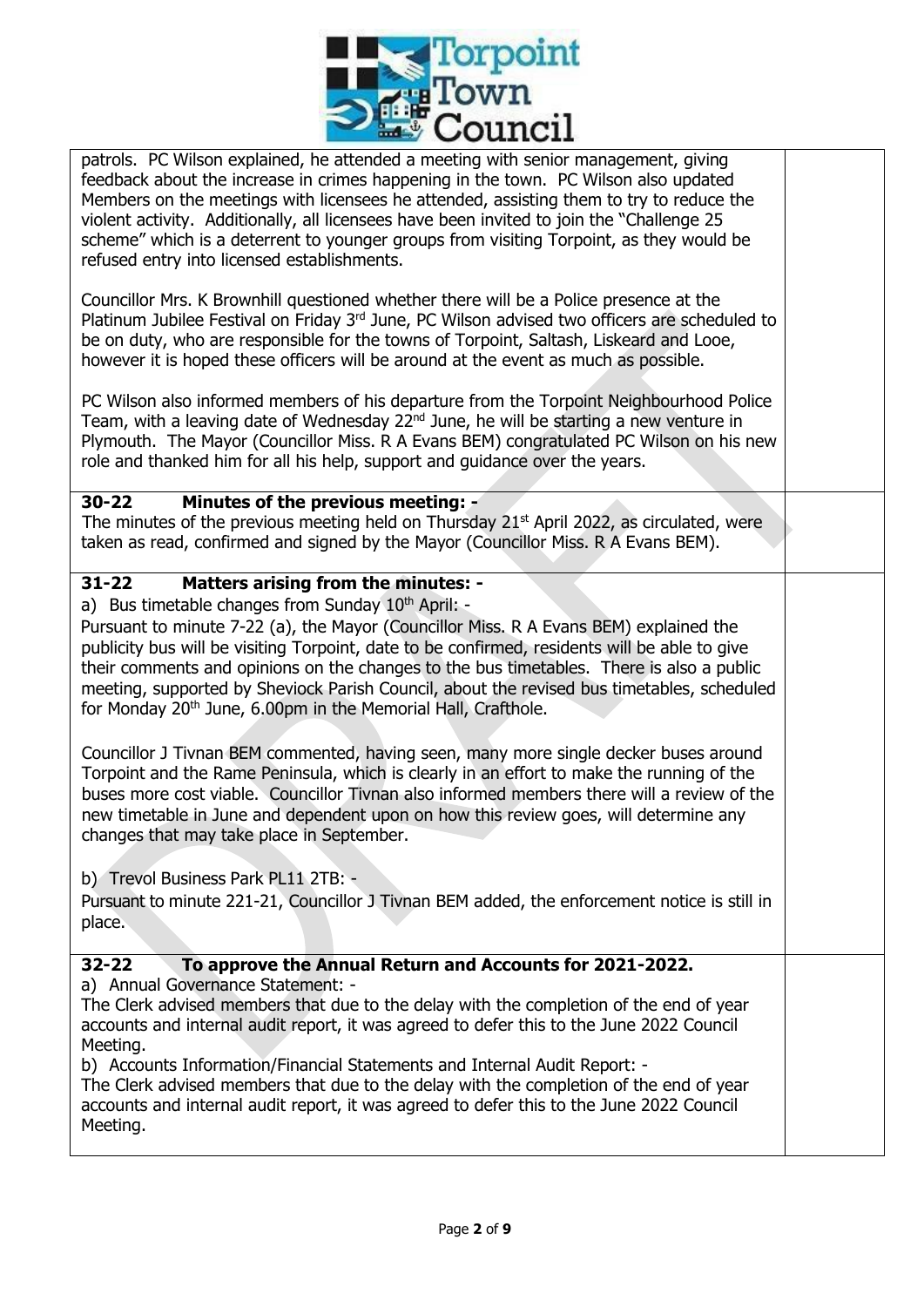patrols. PC Wilson explained, he attended a meeting with senior management, giving feedback about the increase in crimes happening in the town. PC Wilson also updated Members on the meetings with licensees he attended, assisting them to try to reduce the violent activity. Additionally, all licensees have been invited to join the "Challenge 25 scheme" which is a deterrent to younger groups from visiting Torpoint, as they would be refused entry into licensed establishments.

Councillor Mrs. K Brownhill questioned whether there will be a Police presence at the Platinum Jubilee Festival on Friday 3rd June, PC Wilson advised two officers are scheduled to be on duty, who are responsible for the towns of Torpoint, Saltash, Liskeard and Looe, however it is hoped these officers will be around at the event as much as possible.

PC Wilson also informed members of his departure from the Torpoint Neighbourhood Police Team, with a leaving date of Wednesday 22nd June, he will be starting a new venture in Plymouth. The Mayor (Councillor Miss. R A Evans BEM) congratulated PC Wilson on his new role and thanked him for all his help, support and guidance over the years.

**30-22 Minutes of the previous meeting: -**

The minutes of the previous meeting held on Thursday 21st April 2022, as circulated, were taken as read, confirmed and signed by the Mayor (Councillor Miss. R A Evans BEM).

**31-22 Matters arising from the minutes: -**

a) Bus timetable changes from Sunday 10th April: -

Pursuant to minute 7-22 (a), the Mayor (Councillor Miss. R A Evans BEM) explained the publicity bus will be visiting Torpoint, date to be confirmed, residents will be able to give their comments and opinions on the changes to the bus timetables. There is also a public meeting, supported by Sheviock Parish Council, about the revised bus timetables, scheduled for Monday 20th June, 6.00pm in the Memorial Hall, Crafthole.

Councillor J Tivnan BEM commented, having seen, many more single decker buses around Torpoint and the Rame Peninsula, which is clearly in an effort to make the running of the buses more cost viable. Councillor Tivnan also informed members there will a review of the new timetable in June and dependent upon on how this review goes, will determine any changes that may take place in September.

b) Trevol Business Park PL11 2TB: -

Pursuant to minute 221-21, Councillor J Tivnan BEM added, the enforcement notice is still in place.

**32-22 To approve the Annual Return and Accounts for 2021-2022.**

a) Annual Governance Statement: -

The Clerk advised members that due to the delay with the completion of the end of year accounts and internal audit report, it was agreed to defer this to the June 2022 Council Meeting.

b) Accounts Information/Financial Statements and Internal Audit Report: -

The Clerk advised members that due to the delay with the completion of the end of year accounts and internal audit report, it was agreed to defer this to the June 2022 Council Meeting.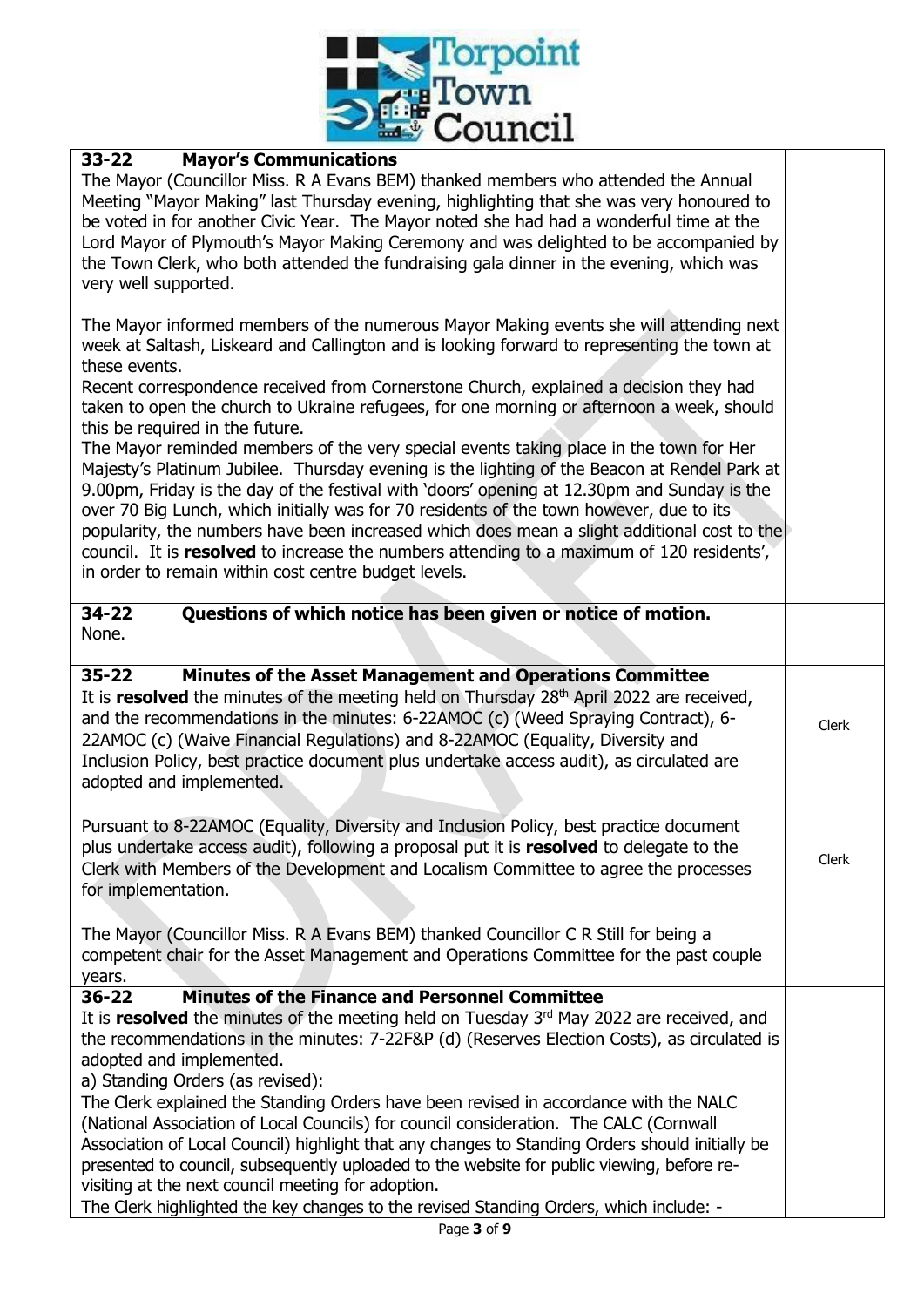| | |
|---|---|
| **33-22 Mayor's Communications**<br>The Mayor (Councillor Miss. R A Evans BEM) thanked members who attended the Annual Meeting "Mayor Making" last Thursday evening, highlighting that she was very honoured to be voted in for another Civic Year. The Mayor noted she had had a wonderful time at the Lord Mayor of Plymouth's Mayor Making Ceremony and was delighted to be accompanied by the Town Clerk, who both attended the fundraising gala dinner in the evening, which was very well supported.<br><br>The Mayor informed members of the numerous Mayor Making events she will attending next week at Saltash, Liskeard and Callington and is looking forward to representing the town at these events.<br>Recent correspondence received from Cornerstone Church, explained a decision they had taken to open the church to Ukraine refugees, for one morning or afternoon a week, should this be required in the future.<br>The Mayor reminded members of the very special events taking place in the town for Her Majesty's Platinum Jubilee. Thursday evening is the lighting of the Beacon at Rendel Park at 9.00pm, Friday is the day of the festival with 'doors' opening at 12.30pm and Sunday is the over 70 Big Lunch, which initially was for 70 residents of the town however, due to its popularity, the numbers have been increased which does mean a slight additional cost to the council. It is **resolved** to increase the numbers attending to a maximum of 120 residents', in order to remain within cost centre budget levels. | |
| **34-22 Questions of which notice has been given or notice of motion.**<br>None. | |
| **35-22 Minutes of the Asset Management and Operations Committee**<br>It is **resolved** the minutes of the meeting held on Thursday 28th April 2022 are received, and the recommendations in the minutes: 6-22AMOC (c) (Weed Spraying Contract), 6-22AMOC (c) (Waive Financial Regulations) and 8-22AMOC (Equality, Diversity and Inclusion Policy, best practice document plus undertake access audit), as circulated are adopted and implemented.<br><br>Pursuant to 8-22AMOC (Equality, Diversity and Inclusion Policy, best practice document plus undertake access audit), following a proposal put it is **resolved** to delegate to the Clerk with Members of the Development and Localism Committee to agree the processes for implementation.<br><br>The Mayor (Councillor Miss. R A Evans BEM) thanked Councillor C R Still for being a competent chair for the Asset Management and Operations Committee for the past couple years. | Clerk<br><br>Clerk |
| **36-22 Minutes of the Finance and Personnel Committee**<br>It is **resolved** the minutes of the meeting held on Tuesday 3rd May 2022 are received, and the recommendations in the minutes: 7-22F&P (d) (Reserves Election Costs), as circulated is adopted and implemented.<br>a) Standing Orders (as revised):<br>The Clerk explained the Standing Orders have been revised in accordance with the NALC (National Association of Local Councils) for council consideration. The CALC (Cornwall Association of Local Council) highlight that any changes to Standing Orders should initially be presented to council, subsequently uploaded to the website for public viewing, before re-visiting at the next council meeting for adoption.<br>The Clerk highlighted the key changes to the revised Standing Orders, which include: - | |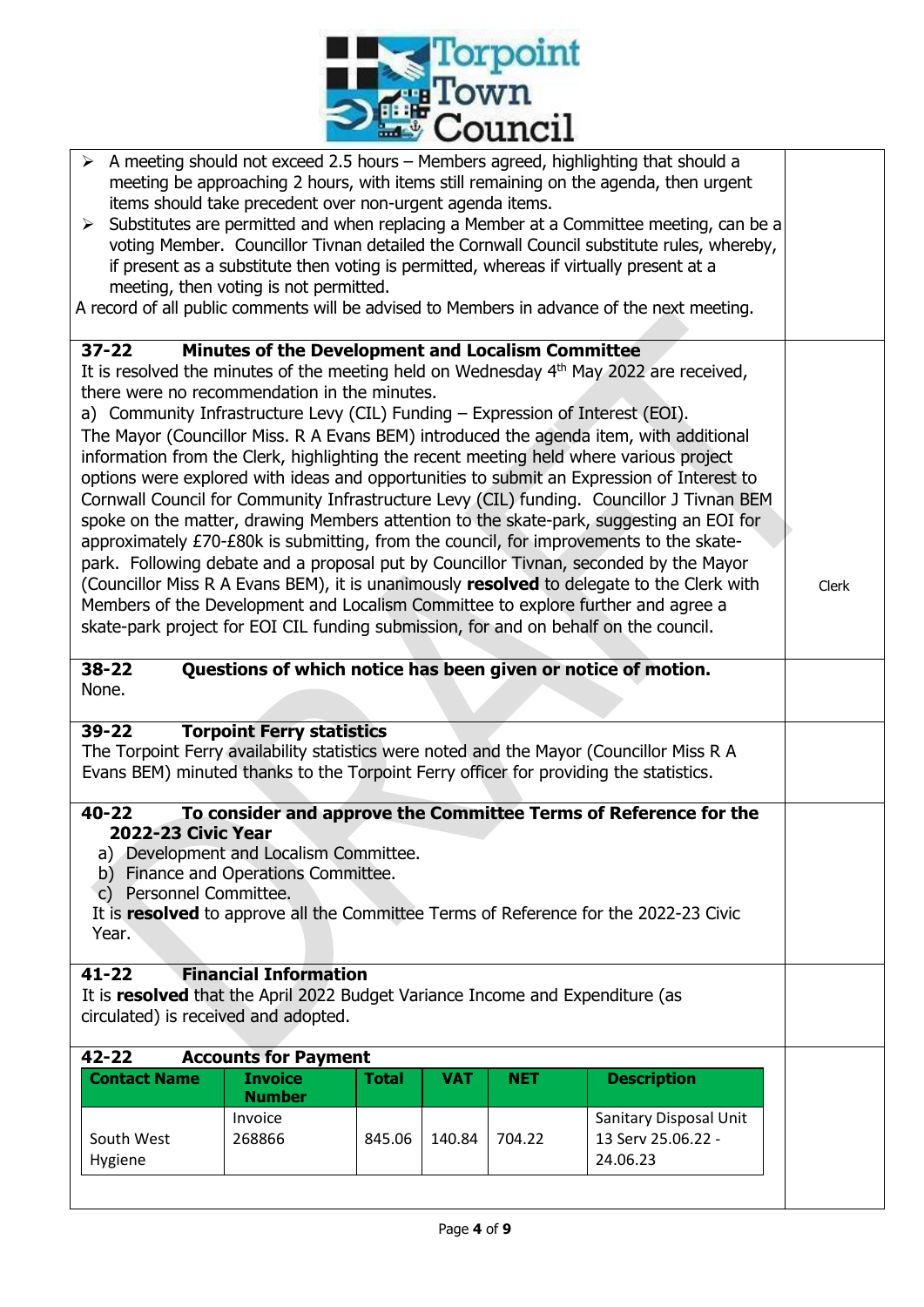- A meeting should not exceed 2.5 hours – Members agreed, highlighting that should a meeting be approaching 2 hours, with items still remaining on the agenda, then urgent items should take precedent over non-urgent agenda items.
- Substitutes are permitted and when replacing a Member at a Committee meeting, can be a voting Member. Councillor Tivnan detailed the Cornwall Council substitute rules, whereby, if present as a substitute then voting is permitted, whereas if virtually present at a meeting, then voting is not permitted.

A record of all public comments will be advised to Members in advance of the next meeting.

**37-22 Minutes of the Development and Localism Committee**

It is resolved the minutes of the meeting held on Wednesday 4th May 2022 are received, there were no recommendation in the minutes.

a) Community Infrastructure Levy (CIL) Funding – Expression of Interest (EOI).

The Mayor (Councillor Miss. R A Evans BEM) introduced the agenda item, with additional information from the Clerk, highlighting the recent meeting held where various project options were explored with ideas and opportunities to submit an Expression of Interest to Cornwall Council for Community Infrastructure Levy (CIL) funding. Councillor J Tivnan BEM spoke on the matter, drawing Members attention to the skate-park, suggesting an EOI for approximately £70-£80k is submitting, from the council, for improvements to the skate-park. Following debate and a proposal put by Councillor Tivnan, seconded by the Mayor (Councillor Miss R A Evans BEM), it is unanimously **resolved** to delegate to the Clerk with Members of the Development and Localism Committee to explore further and agree a skate-park project for EOI CIL funding submission, for and on behalf on the council. — Clerk

**38-22 Questions of which notice has been given or notice of motion.**

None.

**39-22 Torpoint Ferry statistics**

The Torpoint Ferry availability statistics were noted and the Mayor (Councillor Miss R A Evans BEM) minuted thanks to the Torpoint Ferry officer for providing the statistics.

**40-22 To consider and approve the Committee Terms of Reference for the 2022-23 Civic Year**

a) Development and Localism Committee.
b) Finance and Operations Committee.
c) Personnel Committee.

It is **resolved** to approve all the Committee Terms of Reference for the 2022-23 Civic Year.

**41-22 Financial Information**

It is **resolved** that the April 2022 Budget Variance Income and Expenditure (as circulated) is received and adopted.

**42-22 Accounts for Payment**

| Contact Name | Invoice Number | Total | VAT | NET | Description |
|---|---|---|---|---|---|
| South West Hygiene | Invoice 268866 | 845.06 | 140.84 | 704.22 | Sanitary Disposal Unit 13 Serv 25.06.22 - 24.06.23 |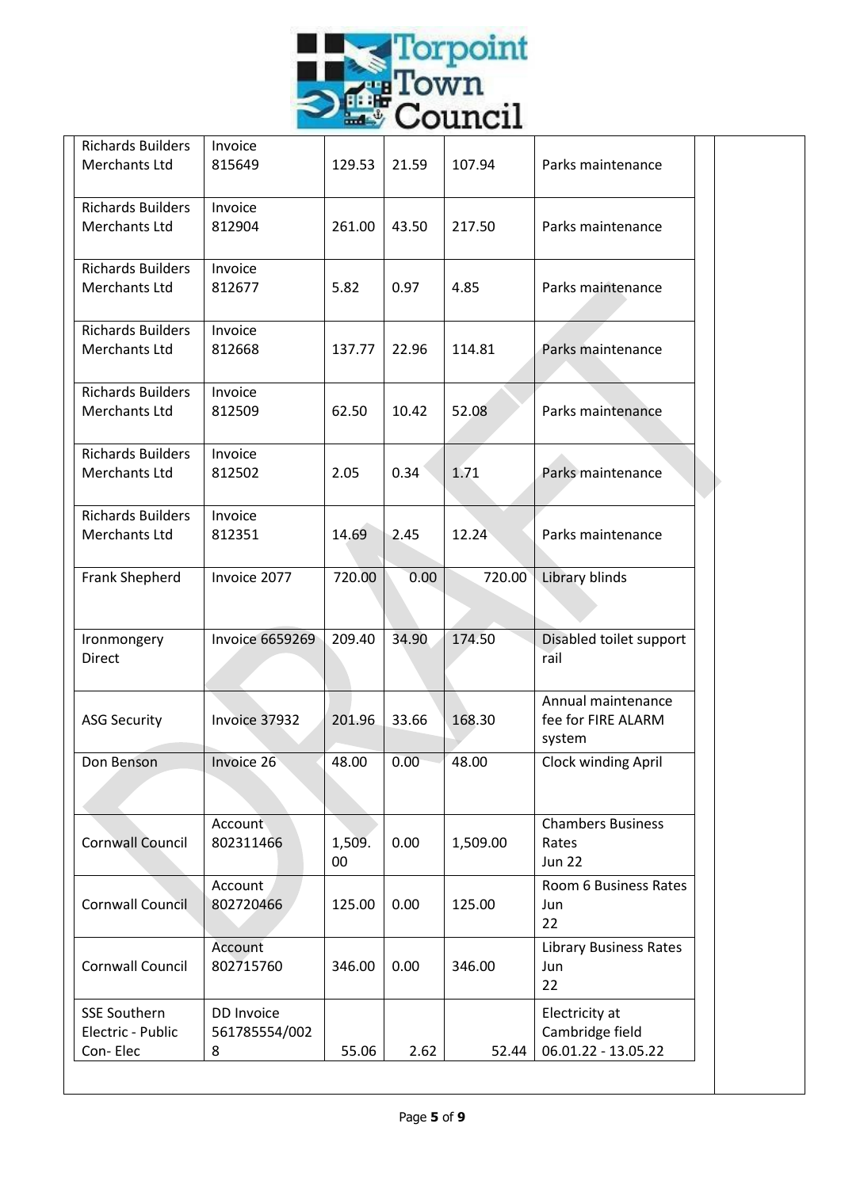| Richards Builders Merchants Ltd | Invoice 815649 | 129.53 | 21.59 | 107.94 | Parks maintenance | |
|---|---|---|---|---|---|---|
| Richards Builders Merchants Ltd | Invoice 812904 | 261.00 | 43.50 | 217.50 | Parks maintenance | |
| Richards Builders Merchants Ltd | Invoice 812677 | 5.82 | 0.97 | 4.85 | Parks maintenance | |
| Richards Builders Merchants Ltd | Invoice 812668 | 137.77 | 22.96 | 114.81 | Parks maintenance | |
| Richards Builders Merchants Ltd | Invoice 812509 | 62.50 | 10.42 | 52.08 | Parks maintenance | |
| Richards Builders Merchants Ltd | Invoice 812502 | 2.05 | 0.34 | 1.71 | Parks maintenance | |
| Richards Builders Merchants Ltd | Invoice 812351 | 14.69 | 2.45 | 12.24 | Parks maintenance | |
| Frank Shepherd | Invoice 2077 | 720.00 | 0.00 | 720.00 | Library blinds | |
| Ironmongery Direct | Invoice 6659269 | 209.40 | 34.90 | 174.50 | Disabled toilet support rail | |
| ASG Security | Invoice 37932 | 201.96 | 33.66 | 168.30 | Annual maintenance fee for FIRE ALARM system | |
| Don Benson | Invoice 26 | 48.00 | 0.00 | 48.00 | Clock winding April | |
| Cornwall Council | Account 802311466 | 1,509.00 | 0.00 | 1,509.00 | Chambers Business Rates Jun 22 | |
| Cornwall Council | Account 802720466 | 125.00 | 0.00 | 125.00 | Room 6 Business Rates Jun 22 | |
| Cornwall Council | Account 802715760 | 346.00 | 0.00 | 346.00 | Library Business Rates Jun 22 | |
| SSE Southern Electric - Public Con- Elec | DD Invoice 561785554/0028 | 55.06 | 2.62 | 52.44 | Electricity at Cambridge field 06.01.22 - 13.05.22 | |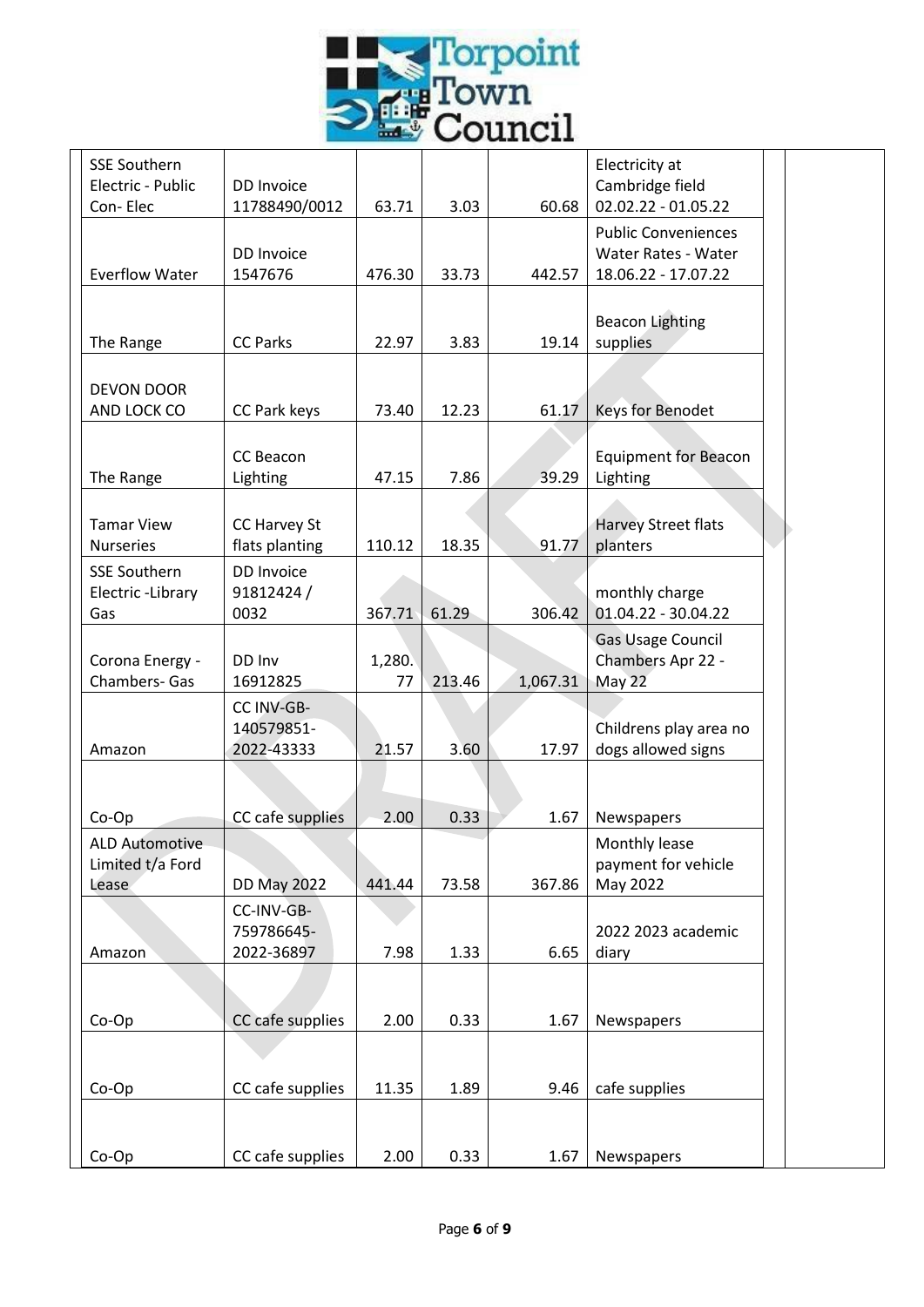| | | | | | | | |
|---|---|---|---|---|---|---|---|
| SSE Southern Electric - Public Con- Elec | DD Invoice 11788490/0012 | 63.71 | 3.03 | 60.68 | Electricity at Cambridge field 02.02.22 - 01.05.22 | | |
| Everflow Water | DD Invoice 1547676 | 476.30 | 33.73 | 442.57 | Public Conveniences Water Rates - Water 18.06.22 - 17.07.22 | | |
| The Range | CC Parks | 22.97 | 3.83 | 19.14 | Beacon Lighting supplies | | |
| DEVON DOOR AND LOCK CO | CC Park keys | 73.40 | 12.23 | 61.17 | Keys for Benodet | | |
| The Range | CC Beacon Lighting | 47.15 | 7.86 | 39.29 | Equipment for Beacon Lighting | | |
| Tamar View Nurseries | CC Harvey St flats planting | 110.12 | 18.35 | 91.77 | Harvey Street flats planters | | |
| SSE Southern Electric -Library Gas | DD Invoice 91812424 / 0032 | 367.71 | 61.29 | 306.42 | monthly charge 01.04.22 - 30.04.22 | | |
| Corona Energy - Chambers- Gas | DD Inv 16912825 | 1,280.77 | 213.46 | 1,067.31 | Gas Usage Council Chambers Apr 22 - May 22 | | |
| Amazon | CC INV-GB-140579851-2022-43333 | 21.57 | 3.60 | 17.97 | Childrens play area no dogs allowed signs | | |
| Co-Op | CC cafe supplies | 2.00 | 0.33 | 1.67 | Newspapers | | |
| ALD Automotive Limited t/a Ford Lease | DD May 2022 | 441.44 | 73.58 | 367.86 | Monthly lease payment for vehicle May 2022 | | |
| Amazon | CC-INV-GB-759786645-2022-36897 | 7.98 | 1.33 | 6.65 | 2022 2023 academic diary | | |
| Co-Op | CC cafe supplies | 2.00 | 0.33 | 1.67 | Newspapers | | |
| Co-Op | CC cafe supplies | 11.35 | 1.89 | 9.46 | cafe supplies | | |
| Co-Op | CC cafe supplies | 2.00 | 0.33 | 1.67 | Newspapers | | |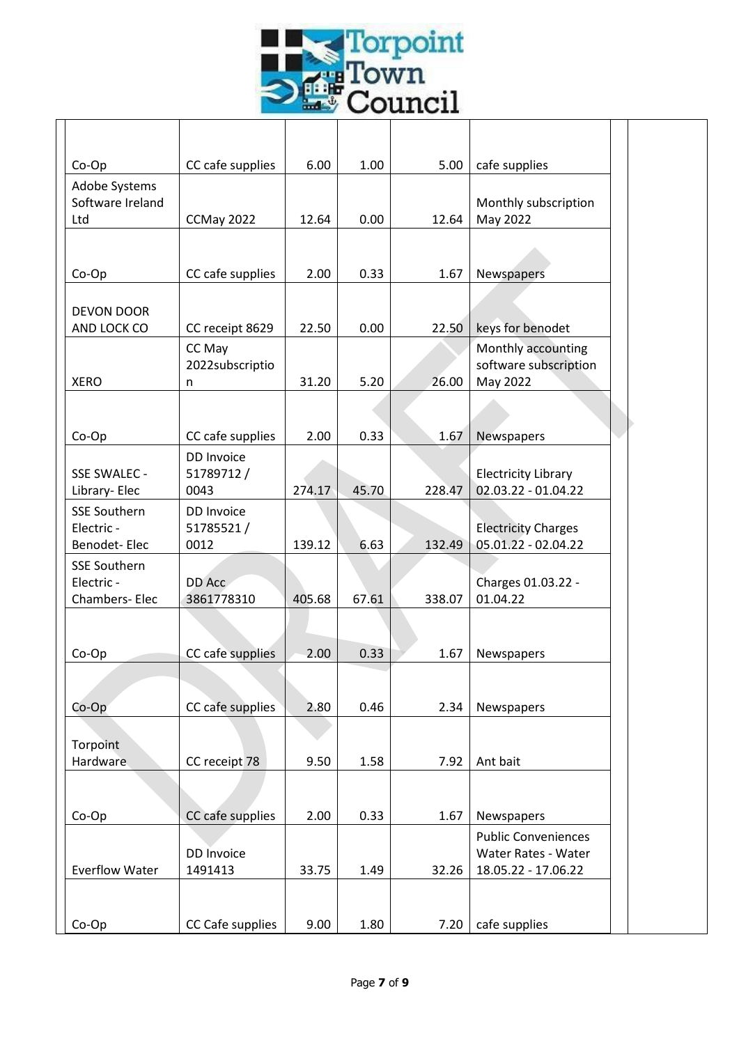| | | | | | | | |
|---|---|---|---|---|---|---|---|
| Co-Op | CC cafe supplies | 6.00 | 1.00 | 5.00 | cafe supplies | | |
| Adobe Systems Software Ireland Ltd | CCMay 2022 | 12.64 | 0.00 | 12.64 | Monthly subscription May 2022 | | |
| Co-Op | CC cafe supplies | 2.00 | 0.33 | 1.67 | Newspapers | | |
| DEVON DOOR AND LOCK CO | CC receipt 8629 | 22.50 | 0.00 | 22.50 | keys for benodet | | |
| XERO | CC May 2022subscription | 31.20 | 5.20 | 26.00 | Monthly accounting software subscription May 2022 | | |
| Co-Op | CC cafe supplies | 2.00 | 0.33 | 1.67 | Newspapers | | |
| SSE SWALEC - Library- Elec | DD Invoice 51789712 / 0043 | 274.17 | 45.70 | 228.47 | Electricity Library 02.03.22 - 01.04.22 | | |
| SSE Southern Electric - Benodet- Elec | DD Invoice 51785521 / 0012 | 139.12 | 6.63 | 132.49 | Electricity Charges 05.01.22 - 02.04.22 | | |
| SSE Southern Electric - Chambers- Elec | DD Acc 3861778310 | 405.68 | 67.61 | 338.07 | Charges 01.03.22 - 01.04.22 | | |
| Co-Op | CC cafe supplies | 2.00 | 0.33 | 1.67 | Newspapers | | |
| Co-Op | CC cafe supplies | 2.80 | 0.46 | 2.34 | Newspapers | | |
| Torpoint Hardware | CC receipt 78 | 9.50 | 1.58 | 7.92 | Ant bait | | |
| Co-Op | CC cafe supplies | 2.00 | 0.33 | 1.67 | Newspapers | | |
| Everflow Water | DD Invoice 1491413 | 33.75 | 1.49 | 32.26 | Public Conveniences Water Rates - Water 18.05.22 - 17.06.22 | | |
| Co-Op | CC Cafe supplies | 9.00 | 1.80 | 7.20 | cafe supplies | | |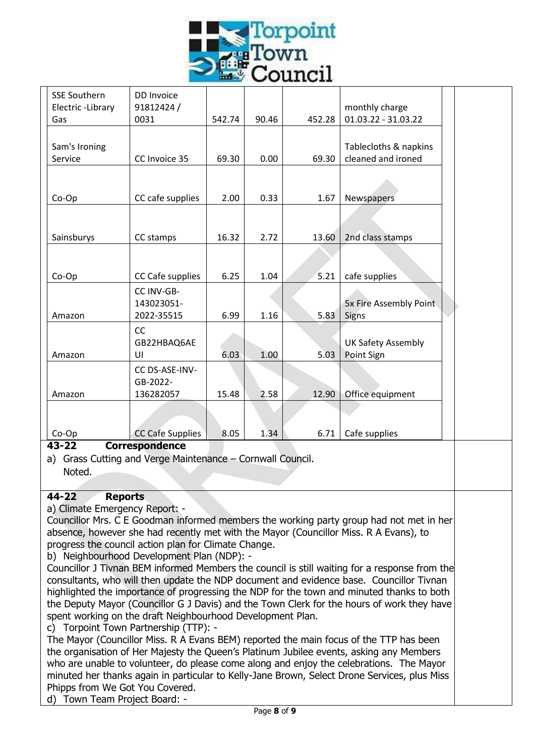| | | | | | | |
|---|---|---|---|---|---|---|
| SSE Southern Electric -Library Gas | DD Invoice 91812424 / 0031 | 542.74 | 90.46 | 452.28 | monthly charge 01.03.22 - 31.03.22 | |
| Sam's Ironing Service | CC Invoice 35 | 69.30 | 0.00 | 69.30 | Tablecloths & napkins cleaned and ironed | |
| Co-Op | CC cafe supplies | 2.00 | 0.33 | 1.67 | Newspapers | |
| Sainsburys | CC stamps | 16.32 | 2.72 | 13.60 | 2nd class stamps | |
| Co-Op | CC Cafe supplies | 6.25 | 1.04 | 5.21 | cafe supplies | |
| Amazon | CC INV-GB-143023051-2022-35515 | 6.99 | 1.16 | 5.83 | 5x Fire Assembly Point Signs | |
| Amazon | CC GB22HBAQ6AEUI | 6.03 | 1.00 | 5.03 | UK Safety Assembly Point Sign | |
| Amazon | CC DS-ASE-INV-GB-2022-136282057 | 15.48 | 2.58 | 12.90 | Office equipment | |
| Co-Op | CC Cafe Supplies | 8.05 | 1.34 | 6.71 | Cafe supplies | |

**43-22 Correspondence**

a) Grass Cutting and Verge Maintenance – Cornwall Council.
Noted.

**44-22 Reports**

a) Climate Emergency Report: -
Councillor Mrs. C E Goodman informed members the working party group had not met in her absence, however she had recently met with the Mayor (Councillor Miss. R A Evans), to progress the council action plan for Climate Change.

b) Neighbourhood Development Plan (NDP): -
Councillor J Tivnan BEM informed Members the council is still waiting for a response from the consultants, who will then update the NDP document and evidence base. Councillor Tivnan highlighted the importance of progressing the NDP for the town and minuted thanks to both the Deputy Mayor (Councillor G J Davis) and the Town Clerk for the hours of work they have spent working on the draft Neighbourhood Development Plan.

c) Torpoint Town Partnership (TTP): -
The Mayor (Councillor Miss. R A Evans BEM) reported the main focus of the TTP has been the organisation of Her Majesty the Queen's Platinum Jubilee events, asking any Members who are unable to volunteer, do please come along and enjoy the celebrations. The Mayor minuted her thanks again in particular to Kelly-Jane Brown, Select Drone Services, plus Miss Phipps from We Got You Covered.

d) Town Team Project Board: -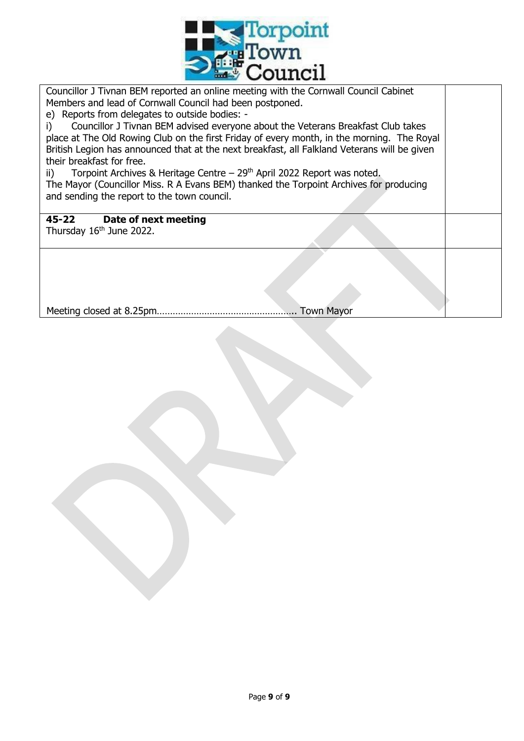Councillor J Tivnan BEM reported an online meeting with the Cornwall Council Cabinet Members and lead of Cornwall Council had been postponed.

e) Reports from delegates to outside bodies: -

i) Councillor J Tivnan BEM advised everyone about the Veterans Breakfast Club takes place at The Old Rowing Club on the first Friday of every month, in the morning. The Royal British Legion has announced that at the next breakfast, all Falkland Veterans will be given their breakfast for free.

ii) Torpoint Archives & Heritage Centre – 29th April 2022 Report was noted.

The Mayor (Councillor Miss. R A Evans BEM) thanked the Torpoint Archives for producing and sending the report to the town council.

**45-22 Date of next meeting**

Thursday 16th June 2022.

Meeting closed at 8.25pm…………………………………………….. Town Mayor